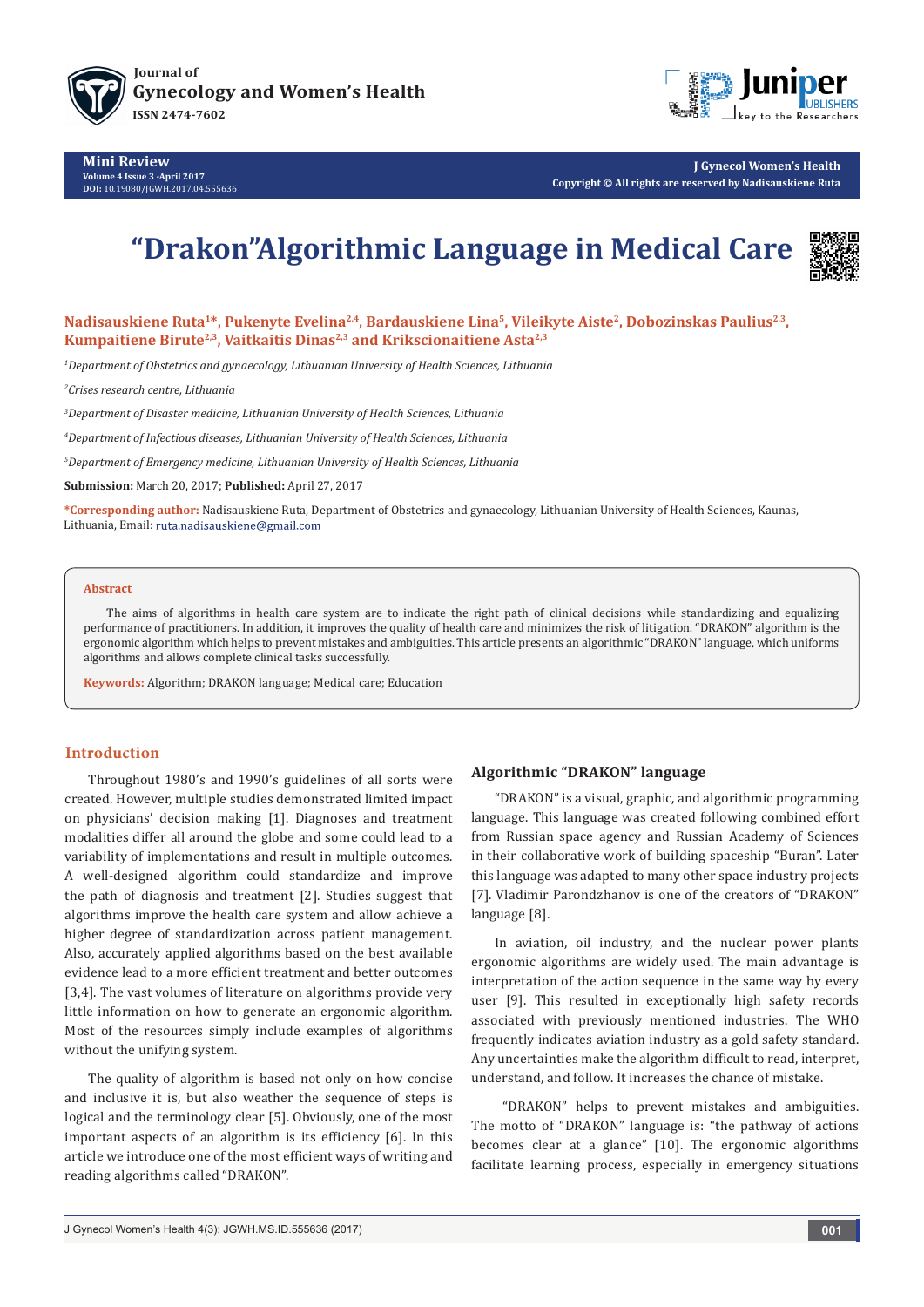Mini Review
Volume 4 Issue 3 -April 2017
DOI: 10.19080/JGWH.2017.04.555636

J Gynecol Women's Health
Copyright © All rights are reserved by Nadisauskiene Ruta

# "Drakon"Algorithmic Language in Medical Care

**Nadisauskiene Ruta[1]*, Pukenyte Evelina[2,4], Bardauskiene Lina[5], Vileikyte Aiste[2], Dobozinskas Paulius[2,3], Kumpaitiene Birute[2,3], Vaitkaitis Dinas[2,3] and Krikscionaitiene Asta[2,3]**

[1]*Department of Obstetrics and gynaecology, Lithuanian University of Health Sciences, Lithuania*

[2]*Crises research centre, Lithuania*

[3]*Department of Disaster medicine, Lithuanian University of Health Sciences, Lithuania*

[4]*Department of Infectious diseases, Lithuanian University of Health Sciences, Lithuania*

[5]*Department of Emergency medicine, Lithuanian University of Health Sciences, Lithuania*

**Submission:** March 20, 2017; **Published:** April 27, 2017

***Corresponding author:** Nadisauskiene Ruta, Department of Obstetrics and gynaecology, Lithuanian University of Health Sciences, Kaunas, Lithuania, Email: ruta.nadisauskiene@gmail.com

## Abstract

The aims of algorithms in health care system are to indicate the right path of clinical decisions while standardizing and equalizing performance of practitioners. In addition, it improves the quality of health care and minimizes the risk of litigation. "DRAKON" algorithm is the ergonomic algorithm which helps to prevent mistakes and ambiguities. This article presents an algorithmic "DRAKON" language, which uniforms algorithms and allows complete clinical tasks successfully.

**Keywords:** Algorithm; DRAKON language; Medical care; Education

## Introduction

Throughout 1980's and 1990's guidelines of all sorts were created. However, multiple studies demonstrated limited impact on physicians' decision making [1]. Diagnoses and treatment modalities differ all around the globe and some could lead to a variability of implementations and result in multiple outcomes. A well-designed algorithm could standardize and improve the path of diagnosis and treatment [2]. Studies suggest that algorithms improve the health care system and allow achieve a higher degree of standardization across patient management. Also, accurately applied algorithms based on the best available evidence lead to a more efficient treatment and better outcomes [3,4]. The vast volumes of literature on algorithms provide very little information on how to generate an ergonomic algorithm. Most of the resources simply include examples of algorithms without the unifying system.

The quality of algorithm is based not only on how concise and inclusive it is, but also weather the sequence of steps is logical and the terminology clear [5]. Obviously, one of the most important aspects of an algorithm is its efficiency [6]. In this article we introduce one of the most efficient ways of writing and reading algorithms called "DRAKON".

## Algorithmic "DRAKON" language

"DRAKON" is a visual, graphic, and algorithmic programming language. This language was created following combined effort from Russian space agency and Russian Academy of Sciences in their collaborative work of building spaceship "Buran". Later this language was adapted to many other space industry projects [7]. Vladimir Parondzhanov is one of the creators of "DRAKON" language [8].

In aviation, oil industry, and the nuclear power plants ergonomic algorithms are widely used. The main advantage is interpretation of the action sequence in the same way by every user [9]. This resulted in exceptionally high safety records associated with previously mentioned industries. The WHO frequently indicates aviation industry as a gold safety standard. Any uncertainties make the algorithm difficult to read, interpret, understand, and follow. It increases the chance of mistake.

"DRAKON" helps to prevent mistakes and ambiguities. The motto of "DRAKON" language is: "the pathway of actions becomes clear at a glance" [10]. The ergonomic algorithms facilitate learning process, especially in emergency situations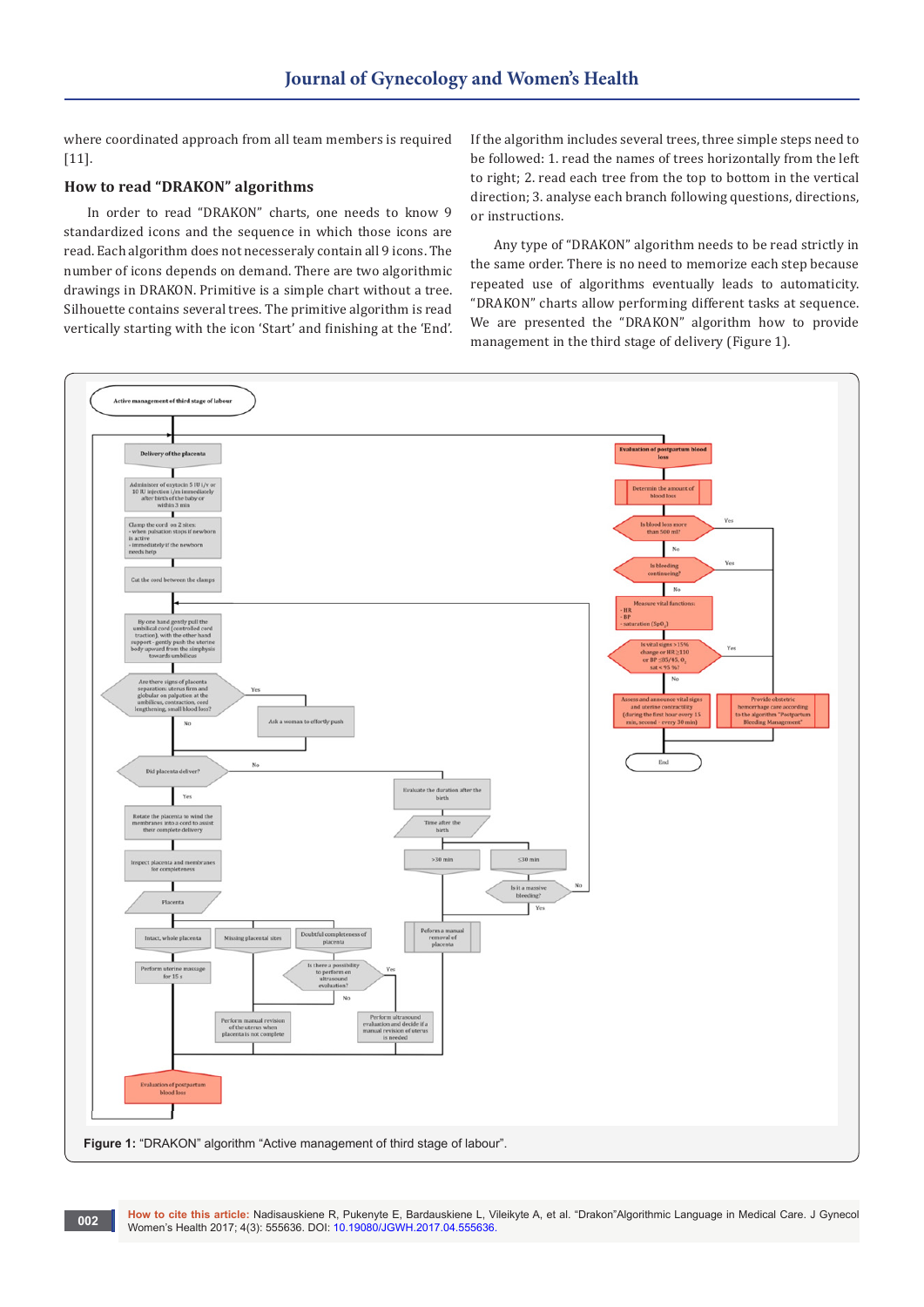where coordinated approach from all team members is required [11].

## How to read "DRAKON" algorithms

In order to read "DRAKON" charts, one needs to know 9 standardized icons and the sequence in which those icons are read. Each algorithm does not necesseraly contain all 9 icons. The number of icons depends on demand. There are two algorithmic drawings in DRAKON. Primitive is a simple chart without a tree. Silhouette contains several trees. The primitive algorithm is read vertically starting with the icon 'Start' and finishing at the 'End'.

If the algorithm includes several trees, three simple steps need to be followed: 1. read the names of trees horizontally from the left to right; 2. read each tree from the top to bottom in the vertical direction; 3. analyse each branch following questions, directions, or instructions.

Any type of "DRAKON" algorithm needs to be read strictly in the same order. There is no need to memorize each step because repeated use of algorithms eventually leads to automaticity. "DRAKON" charts allow performing different tasks at sequence. We are presented the "DRAKON" algorithm how to provide management in the third stage of delivery (Figure 1).

**Figure 1:** "DRAKON" algorithm "Active management of third stage of labour".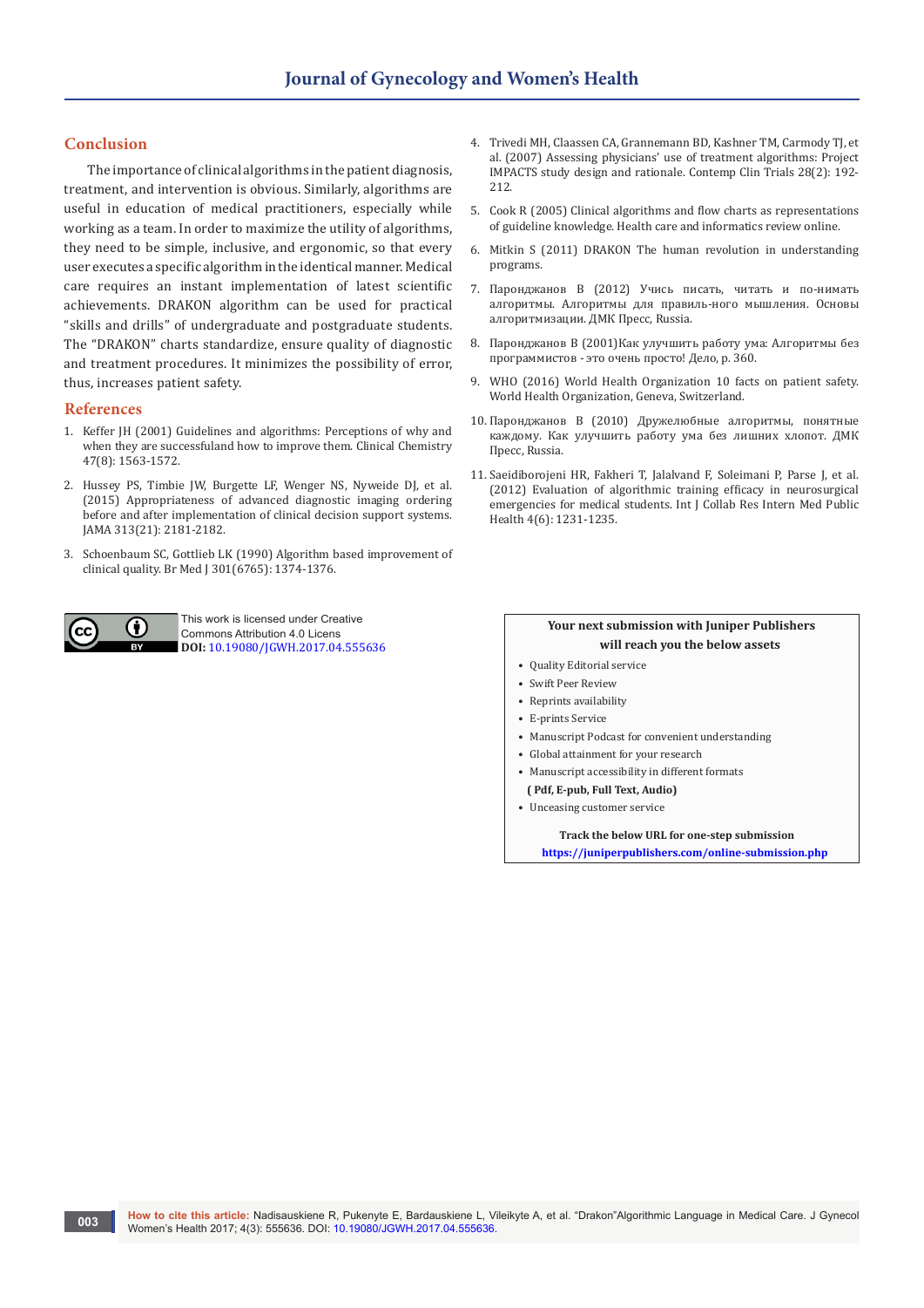## Conclusion

The importance of clinical algorithms in the patient diagnosis, treatment, and intervention is obvious. Similarly, algorithms are useful in education of medical practitioners, especially while working as a team. In order to maximize the utility of algorithms, they need to be simple, inclusive, and ergonomic, so that every user executes a specific algorithm in the identical manner. Medical care requires an instant implementation of latest scientific achievements. DRAKON algorithm can be used for practical "skills and drills" of undergraduate and postgraduate students. The "DRAKON" charts standardize, ensure quality of diagnostic and treatment procedures. It minimizes the possibility of error, thus, increases patient safety.

## References

1. Keffer JH (2001) Guidelines and algorithms: Perceptions of why and when they are successfuland how to improve them. Clinical Chemistry 47(8): 1563-1572.
2. Hussey PS, Timbie JW, Burgette LF, Wenger NS, Nyweide DJ, et al. (2015) Appropriateness of advanced diagnostic imaging ordering before and after implementation of clinical decision support systems. JAMA 313(21): 2181-2182.
3. Schoenbaum SC, Gottlieb LK (1990) Algorithm based improvement of clinical quality. Br Med J 301(6765): 1374-1376.
4. Trivedi MH, Claassen CA, Grannemann BD, Kashner TM, Carmody TJ, et al. (2007) Assessing physicians' use of treatment algorithms: Project IMPACTS study design and rationale. Contemp Clin Trials 28(2): 192-212.
5. Cook R (2005) Clinical algorithms and flow charts as representations of guideline knowledge. Health care and informatics review online.
6. Mitkin S (2011) DRAKON The human revolution in understanding programs.
7. Паронджанов В (2012) Учись писать, читать и по-нимать алгоритмы. Алгоритмы для правиль-ного мышления. Основы алгоритмизации. ДМК Пресс, Russia.
8. Паронджанов В (2001)Как улучшить работу ума: Алгоритмы без программистов - это очень просто! Дело, p. 360.
9. WHO (2016) World Health Organization 10 facts on patient safety. World Health Organization, Geneva, Switzerland.
10. Паронджанов В (2010) Дружелюбные алгоритмы, понятные каждому. Как улучшить работу ума без лишних хлопот. ДМК Пресс, Russia.
11. Saeidiborojeni HR, Fakheri T, Jalalvand F, Soleimani P, Parse J, et al. (2012) Evaluation of algorithmic training efficacy in neurosurgical emergencies for medical students. Int J Collab Res Intern Med Public Health 4(6): 1231-1235.

This work is licensed under Creative Commons Attribution 4.0 Licens
**DOI:** 10.19080/JGWH.2017.04.555636

**Your next submission with Juniper Publishers will reach you the below assets**

- Quality Editorial service
- Swift Peer Review
- Reprints availability
- E-prints Service
- Manuscript Podcast for convenient understanding
- Global attainment for your research
- Manuscript accessibility in different formats
  **( Pdf, E-pub, Full Text, Audio)**
- Unceasing customer service

**Track the below URL for one-step submission**
**https://juniperpublishers.com/online-submission.php**

**How to cite this article:** Nadisauskiene R, Pukenyte E, Bardauskiene L, Vileikyte A, et al. "Drakon"Algorithmic Language in Medical Care. J Gynecol Women's Health 2017; 4(3): 555636. DOI: 10.19080/JGWH.2017.04.555636.